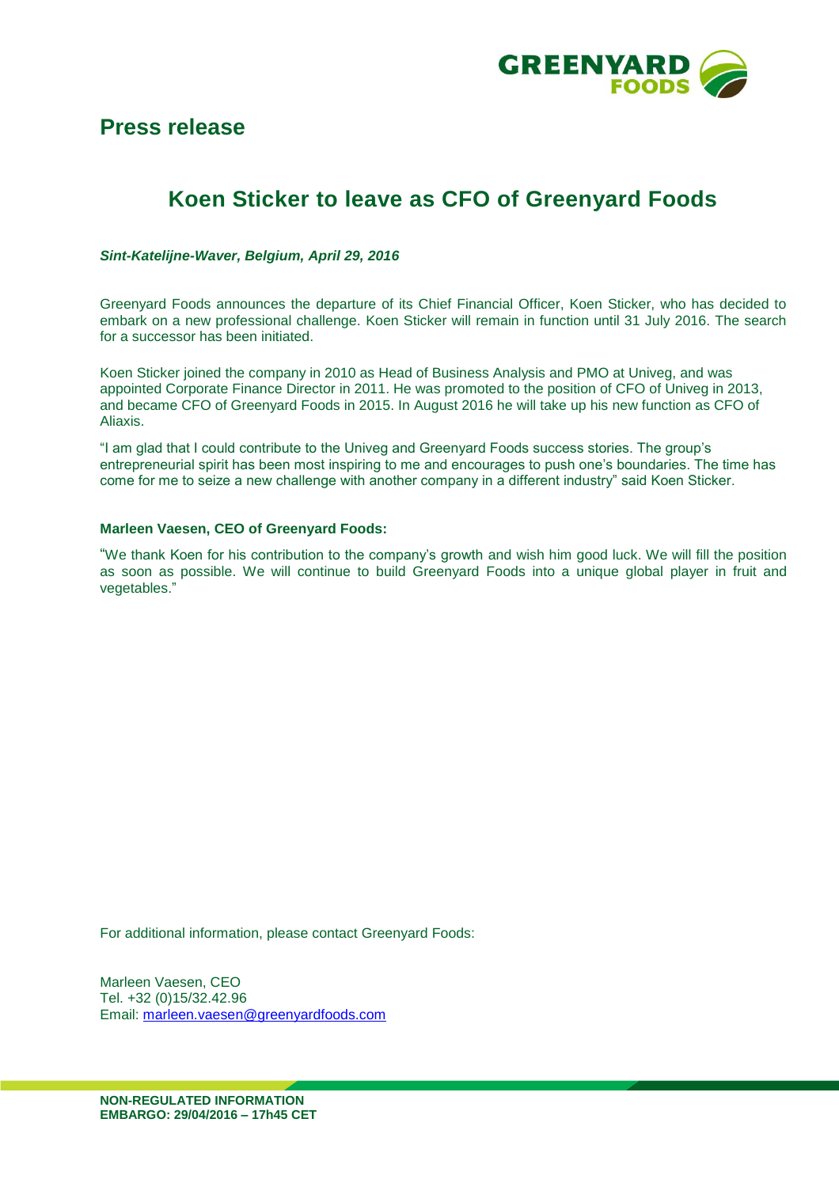# Press release

## Koen Sticker to leave as CFO of Greenyard Foods

***Sint-Katelijne-Waver, Belgium, April 29, 2016***

Greenyard Foods announces the departure of its Chief Financial Officer, Koen Sticker, who has decided to embark on a new professional challenge. Koen Sticker will remain in function until 31 July 2016. The search for a successor has been initiated.

Koen Sticker joined the company in 2010 as Head of Business Analysis and PMO at Univeg, and was appointed Corporate Finance Director in 2011. He was promoted to the position of CFO of Univeg in 2013, and became CFO of Greenyard Foods in 2015. In August 2016 he will take up his new function as CFO of Aliaxis.

"I am glad that I could contribute to the Univeg and Greenyard Foods success stories. The group's entrepreneurial spirit has been most inspiring to me and encourages to push one's boundaries. The time has come for me to seize a new challenge with another company in a different industry" said Koen Sticker.

**Marleen Vaesen, CEO of Greenyard Foods:**

"We thank Koen for his contribution to the company's growth and wish him good luck. We will fill the position as soon as possible. We will continue to build Greenyard Foods into a unique global player in fruit and vegetables."

For additional information, please contact Greenyard Foods:

Marleen Vaesen, CEO
Tel. +32 (0)15/32.42.96
Email: marleen.vaesen@greenyardfoods.com

**NON-REGULATED INFORMATION**
**EMBARGO: 29/04/2016 – 17h45 CET**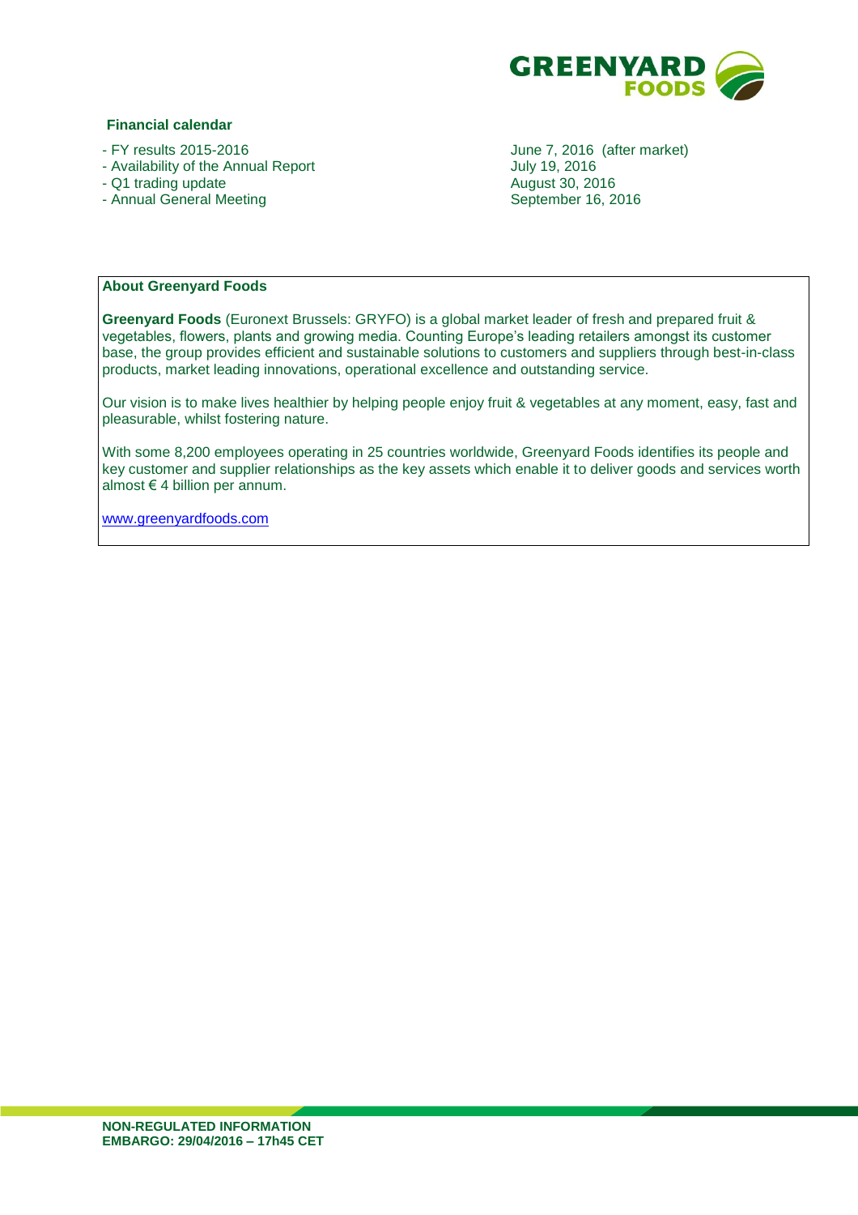**Financial calendar**

| | |
|---|---|
| - FY results 2015-2016 | June 7, 2016 (after market) |
| - Availability of the Annual Report | July 19, 2016 |
| - Q1 trading update | August 30, 2016 |
| - Annual General Meeting | September 16, 2016 |

**About Greenyard Foods**

**Greenyard Foods** (Euronext Brussels: GRYFO) is a global market leader of fresh and prepared fruit & vegetables, flowers, plants and growing media. Counting Europe's leading retailers amongst its customer base, the group provides efficient and sustainable solutions to customers and suppliers through best-in-class products, market leading innovations, operational excellence and outstanding service.

Our vision is to make lives healthier by helping people enjoy fruit & vegetables at any moment, easy, fast and pleasurable, whilst fostering nature.

With some 8,200 employees operating in 25 countries worldwide, Greenyard Foods identifies its people and key customer and supplier relationships as the key assets which enable it to deliver goods and services worth almost € 4 billion per annum.

www.greenyardfoods.com

**NON-REGULATED INFORMATION**
**EMBARGO: 29/04/2016 – 17h45 CET**